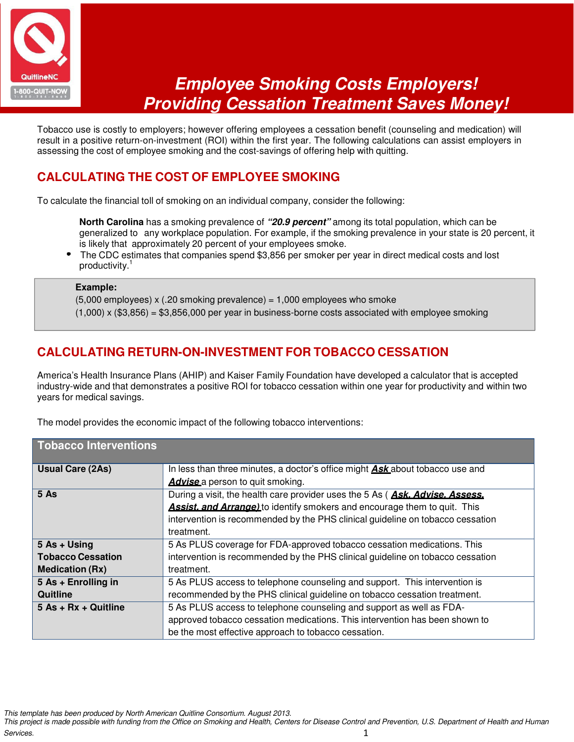# Employee Smoking Costs Employers! Providing Cessation Treatment Saves Money!

Tobacco use is costly to employers; however offering employees a cessation benefit (counseling and medication) will result in a positive return-on-investment (ROI) within the first year. The following calculations can assist employers in assessing the cost of employee smoking and the cost-savings of offering help with quitting.

## CALCULATING THE COST OF EMPLOYEE SMOKING

To calculate the financial toll of smoking on an individual company, consider the following:

**North Carolina** has a smoking prevalence of ***"20.9 percent"*** among its total population, which can be generalized to any workplace population. For example, if the smoking prevalence in your state is 20 percent, it is likely that approximately 20 percent of your employees smoke.

- The CDC estimates that companies spend $3,856 per smoker per year in direct medical costs and lost productivity.[1]

> **Example:**
> (5,000 employees) x (.20 smoking prevalence) = 1,000 employees who smoke
> (1,000) x ($3,856) = $3,856,000 per year in business-borne costs associated with employee smoking

## CALCULATING RETURN-ON-INVESTMENT FOR TOBACCO CESSATION

America's Health Insurance Plans (AHIP) and Kaiser Family Foundation have developed a calculator that is accepted industry-wide and that demonstrates a positive ROI for tobacco cessation within one year for productivity and within two years for medical savings.

The model provides the economic impact of the following tobacco interventions:

| Tobacco Interventions | |
|---|---|
| **Usual Care (2As)** | In less than three minutes, a doctor's office might ***Ask*** about tobacco use and ***Advise*** a person to quit smoking. |
| **5 As** | During a visit, the health care provider uses the 5 As ( ***Ask, Advise, Assess, Assist, and Arrange)*** to identify smokers and encourage them to quit. This intervention is recommended by the PHS clinical guideline on tobacco cessation treatment. |
| **5 As + Using Tobacco Cessation Medication (Rx)** | 5 As PLUS coverage for FDA-approved tobacco cessation medications. This intervention is recommended by the PHS clinical guideline on tobacco cessation treatment. |
| **5 As + Enrolling in Quitline** | 5 As PLUS access to telephone counseling and support. This intervention is recommended by the PHS clinical guideline on tobacco cessation treatment. |
| **5 As + Rx + Quitline** | 5 As PLUS access to telephone counseling and support as well as FDA-approved tobacco cessation medications. This intervention has been shown to be the most effective approach to tobacco cessation. |

*This template has been produced by North American Quitline Consortium. August 2013.*
*This project is made possible with funding from the Office on Smoking and Health, Centers for Disease Control and Prevention, U.S. Department of Health and Human Services.*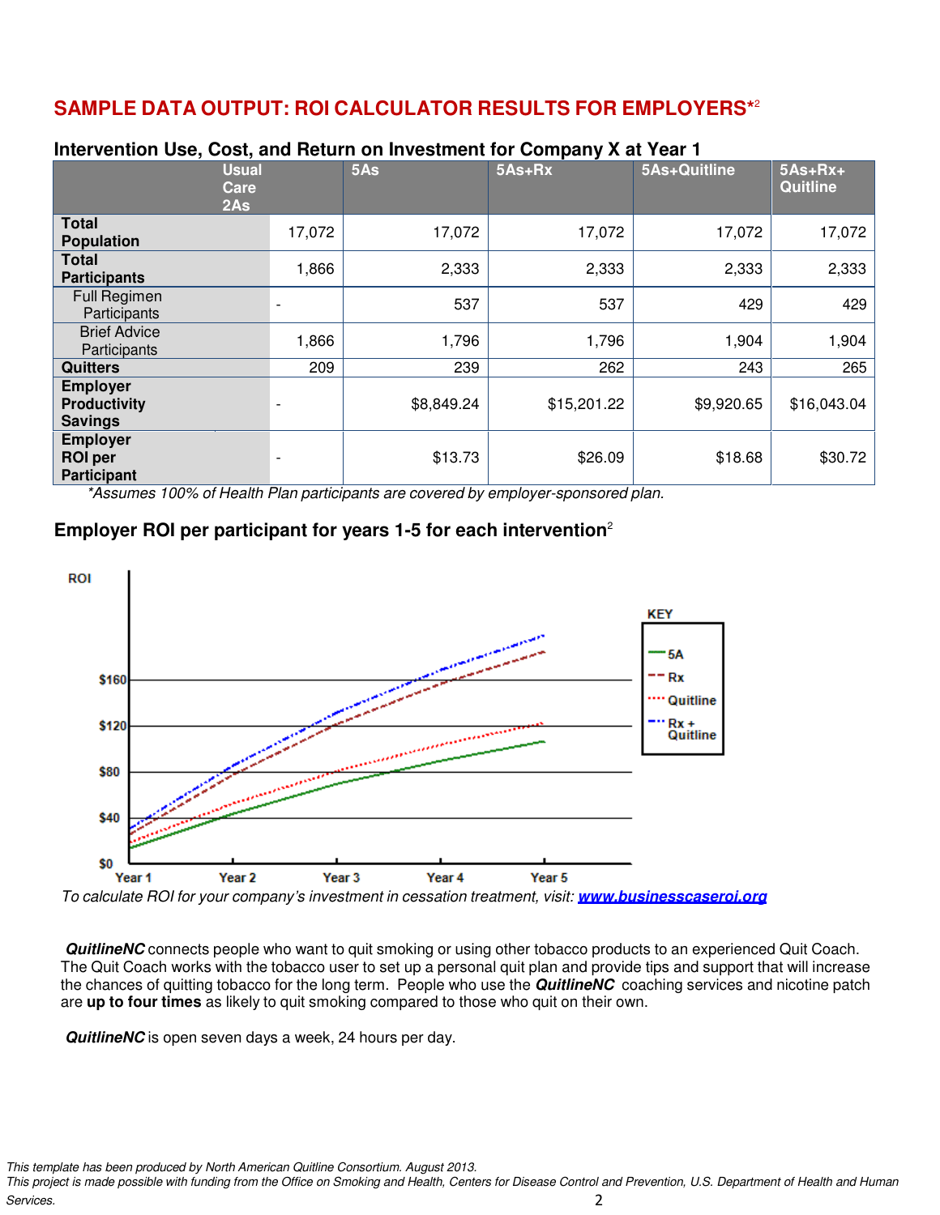## SAMPLE DATA OUTPUT: ROI CALCULATOR RESULTS FOR EMPLOYERS*[2]

### Intervention Use, Cost, and Return on Investment for Company X at Year 1

| | Usual Care 2As | 5As | 5As+Rx | 5As+Quitline | 5As+Rx+ Quitline |
|---|---|---|---|---|---|
| **Total Population** | 17,072 | 17,072 | 17,072 | 17,072 | 17,072 |
| **Total Participants** | 1,866 | 2,333 | 2,333 | 2,333 | 2,333 |
| Full Regimen Participants | - | 537 | 537 | 429 | 429 |
| Brief Advice Participants | 1,866 | 1,796 | 1,796 | 1,904 | 1,904 |
| **Quitters** | 209 | 239 | 262 | 243 | 265 |
| **Employer Productivity Savings** | - | $8,849.24 | $15,201.22 | $9,920.65 | $16,043.04 |
| **Employer ROI per Participant** | - | $13.73 | $26.09 | $18.68 | $30.72 |

*\*Assumes 100% of Health Plan participants are covered by employer-sponsored plan.*

### Employer ROI per participant for years 1-5 for each intervention[2]

To calculate ROI for your company's investment in cessation treatment, visit: **[www.businesscaseroi.org](http://www.businesscaseroi.org)**

***QuitlineNC*** connects people who want to quit smoking or using other tobacco products to an experienced Quit Coach. The Quit Coach works with the tobacco user to set up a personal quit plan and provide tips and support that will increase the chances of quitting tobacco for the long term. People who use the ***QuitlineNC*** coaching services and nicotine patch are **up to four times** as likely to quit smoking compared to those who quit on their own.

***QuitlineNC*** is open seven days a week, 24 hours per day.

*This template has been produced by North American Quitline Consortium. August 2013.*
*This project is made possible with funding from the Office on Smoking and Health, Centers for Disease Control and Prevention, U.S. Department of Health and Human Services.*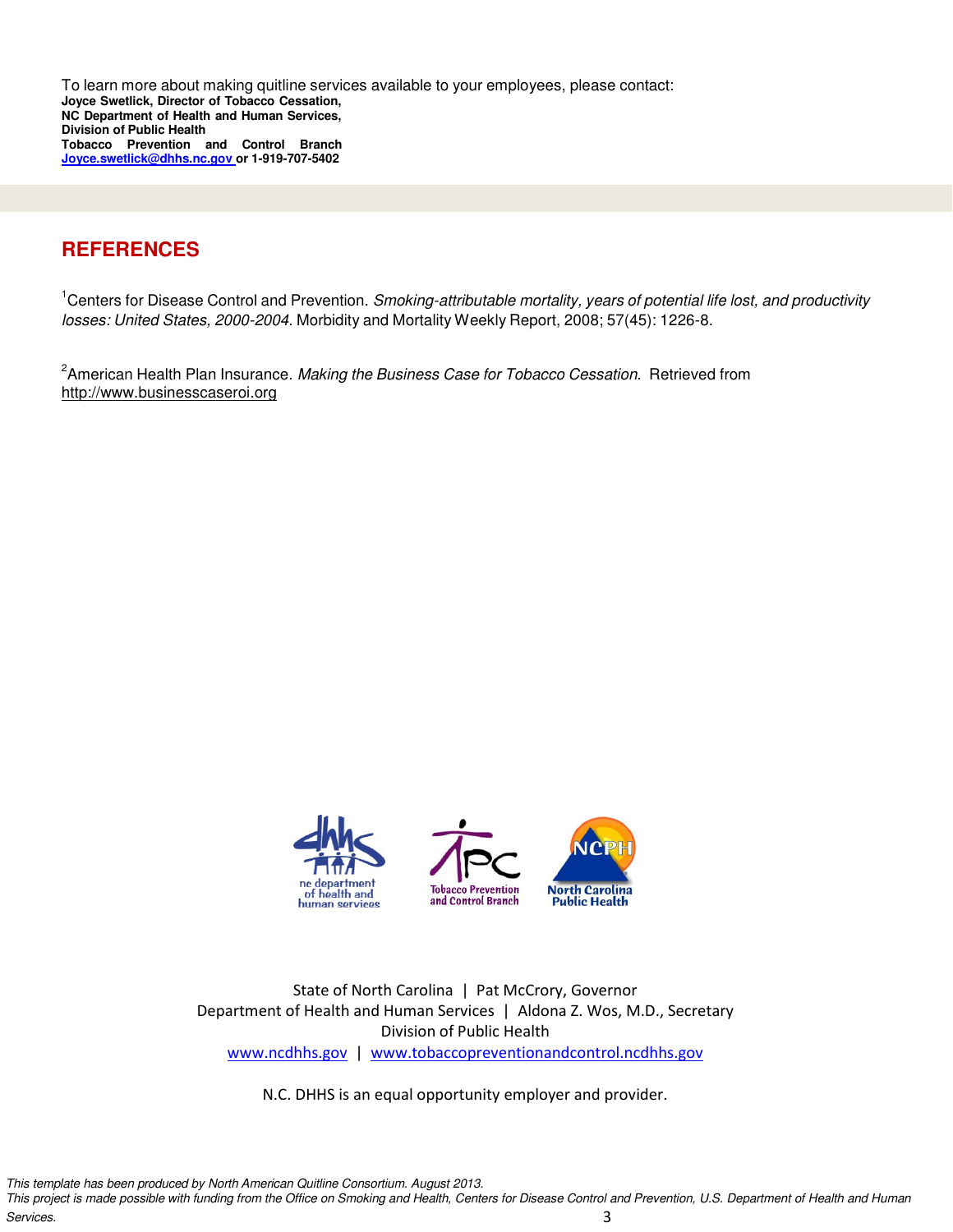To learn more about making quitline services available to your employees, please contact:
**Joyce Swetlick, Director of Tobacco Cessation,**
**NC Department of Health and Human Services,**
**Division of Public Health**
**Tobacco Prevention and Control Branch**
**Joyce.swetlick@dhhs.nc.gov or 1-919-707-5402**

## REFERENCES

[1]Centers for Disease Control and Prevention. *Smoking-attributable mortality, years of potential life lost, and productivity losses: United States, 2000-2004.* Morbidity and Mortality Weekly Report, 2008; 57(45): 1226-8.

[2]American Health Plan Insurance. *Making the Business Case for Tobacco Cessation.* Retrieved from http://www.businesscaseroi.org

nc department of health and human services

Tobacco Prevention and Control Branch

NCPH North Carolina Public Health

State of North Carolina | Pat McCrory, Governor
Department of Health and Human Services | Aldona Z. Wos, M.D., Secretary
Division of Public Health
www.ncdhhs.gov | www.tobaccopreventionandcontrol.ncdhhs.gov

N.C. DHHS is an equal opportunity employer and provider.

*This template has been produced by North American Quitline Consortium. August 2013.*
*This project is made possible with funding from the Office on Smoking and Health, Centers for Disease Control and Prevention, U.S. Department of Health and Human Services.*